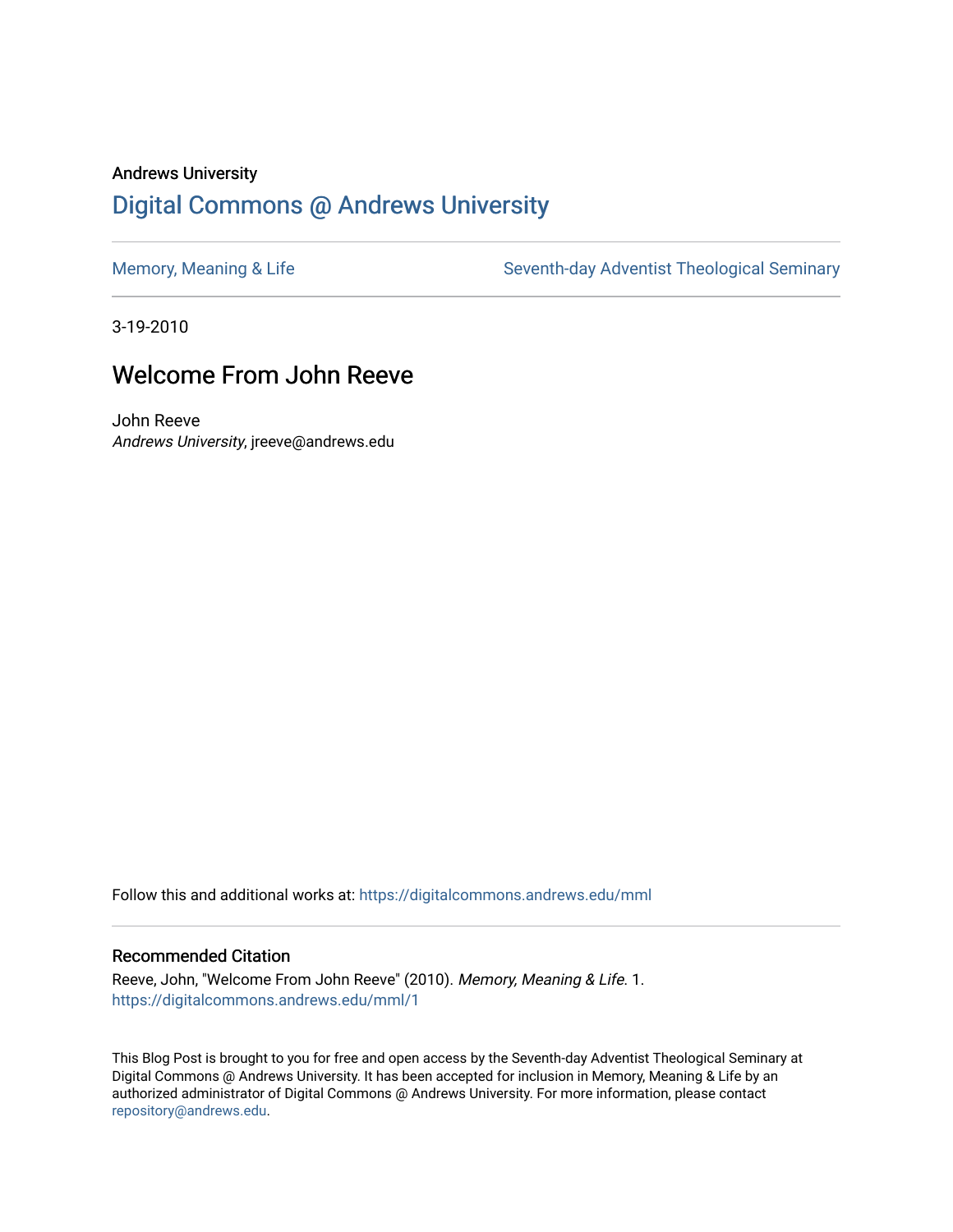Andrews University

# Digital Commons @ Andrews University

Memory, Meaning & Life | Seventh-day Adventist Theological Seminary

3-19-2010

## Welcome From John Reeve

John Reeve
*Andrews University*, jreeve@andrews.edu

Follow this and additional works at: https://digitalcommons.andrews.edu/mml

### Recommended Citation

Reeve, John, "Welcome From John Reeve" (2010). *Memory, Meaning & Life*. 1.
https://digitalcommons.andrews.edu/mml/1

This Blog Post is brought to you for free and open access by the Seventh-day Adventist Theological Seminary at Digital Commons @ Andrews University. It has been accepted for inclusion in Memory, Meaning & Life by an authorized administrator of Digital Commons @ Andrews University. For more information, please contact repository@andrews.edu.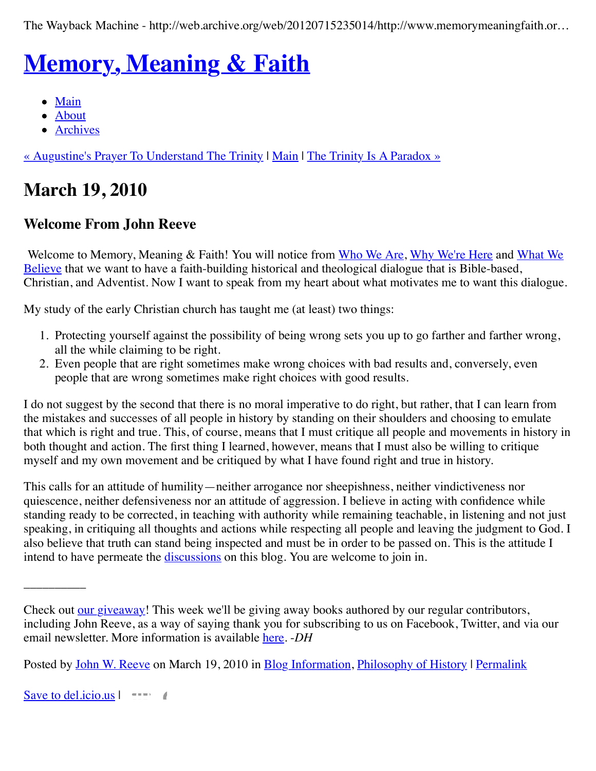# Memory, Meaning & Faith

- Main
- About
- Archives

« Augustine's Prayer To Understand The Trinity | Main | The Trinity Is A Paradox »

## March 19, 2010

### Welcome From John Reeve

Welcome to Memory, Meaning & Faith! You will notice from Who We Are, Why We're Here and What We Believe that we want to have a faith-building historical and theological dialogue that is Bible-based, Christian, and Adventist. Now I want to speak from my heart about what motivates me to want this dialogue.

My study of the early Christian church has taught me (at least) two things:

1. Protecting yourself against the possibility of being wrong sets you up to go farther and farther wrong, all the while claiming to be right.
2. Even people that are right sometimes make wrong choices with bad results and, conversely, even people that are wrong sometimes make right choices with good results.

I do not suggest by the second that there is no moral imperative to do right, but rather, that I can learn from the mistakes and successes of all people in history by standing on their shoulders and choosing to emulate that which is right and true. This, of course, means that I must critique all people and movements in history in both thought and action. The first thing I learned, however, means that I must also be willing to critique myself and my own movement and be critiqued by what I have found right and true in history.

This calls for an attitude of humility—neither arrogance nor sheepishness, neither vindictiveness nor quiescence, neither defensiveness nor an attitude of aggression. I believe in acting with confidence while standing ready to be corrected, in teaching with authority while remaining teachable, in listening and not just speaking, in critiquing all thoughts and actions while respecting all people and leaving the judgment to God. I also believe that truth can stand being inspected and must be in order to be passed on. This is the attitude I intend to have permeate the discussions on this blog. You are welcome to join in.

__________

Check out our giveaway! This week we'll be giving away books authored by our regular contributors, including John Reeve, as a way of saying thank you for subscribing to us on Facebook, Twitter, and via our email newsletter. More information is available here. *-DH*

Posted by John W. Reeve on March 19, 2010 in Blog Information, Philosophy of History | Permalink

Save to del.icio.us |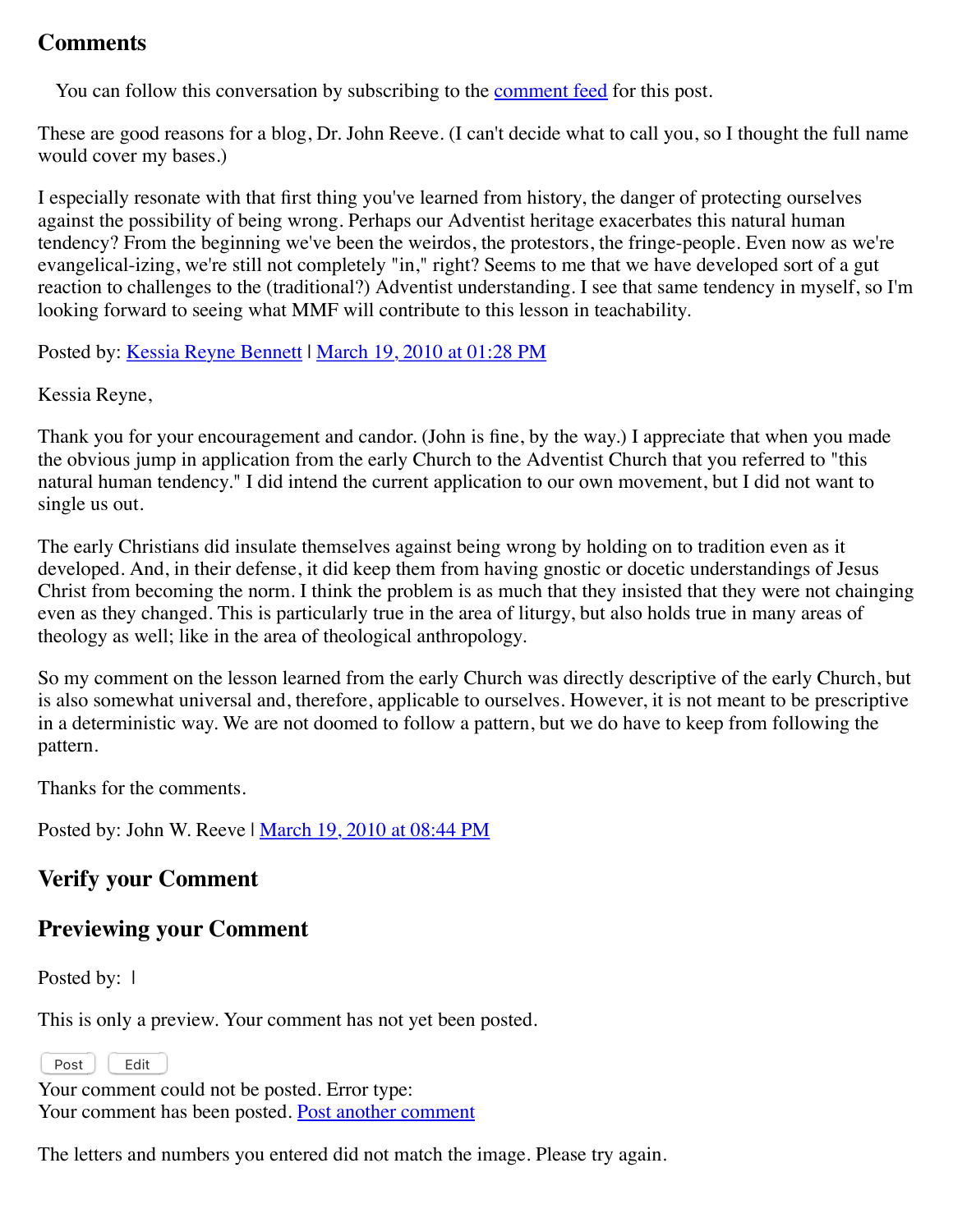## Comments

You can follow this conversation by subscribing to the comment feed for this post.

These are good reasons for a blog, Dr. John Reeve. (I can't decide what to call you, so I thought the full name would cover my bases.)

I especially resonate with that first thing you've learned from history, the danger of protecting ourselves against the possibility of being wrong. Perhaps our Adventist heritage exacerbates this natural human tendency? From the beginning we've been the weirdos, the protestors, the fringe-people. Even now as we're evangelical-izing, we're still not completely "in," right? Seems to me that we have developed sort of a gut reaction to challenges to the (traditional?) Adventist understanding. I see that same tendency in myself, so I'm looking forward to seeing what MMF will contribute to this lesson in teachability.

Posted by: Kessia Reyne Bennett | March 19, 2010 at 01:28 PM

Kessia Reyne,

Thank you for your encouragement and candor. (John is fine, by the way.) I appreciate that when you made the obvious jump in application from the early Church to the Adventist Church that you referred to "this natural human tendency." I did intend the current application to our own movement, but I did not want to single us out.

The early Christians did insulate themselves against being wrong by holding on to tradition even as it developed. And, in their defense, it did keep them from having gnostic or docetic understandings of Jesus Christ from becoming the norm. I think the problem is as much that they insisted that they were not chainging even as they changed. This is particularly true in the area of liturgy, but also holds true in many areas of theology as well; like in the area of theological anthropology.

So my comment on the lesson learned from the early Church was directly descriptive of the early Church, but is also somewhat universal and, therefore, applicable to ourselves. However, it is not meant to be prescriptive in a deterministic way. We are not doomed to follow a pattern, but we do have to keep from following the pattern.

Thanks for the comments.

Posted by: John W. Reeve | March 19, 2010 at 08:44 PM

## Verify your Comment

## Previewing your Comment

Posted by: |

This is only a preview. Your comment has not yet been posted.

Post Edit

Your comment could not be posted. Error type:
Your comment has been posted. Post another comment

The letters and numbers you entered did not match the image. Please try again.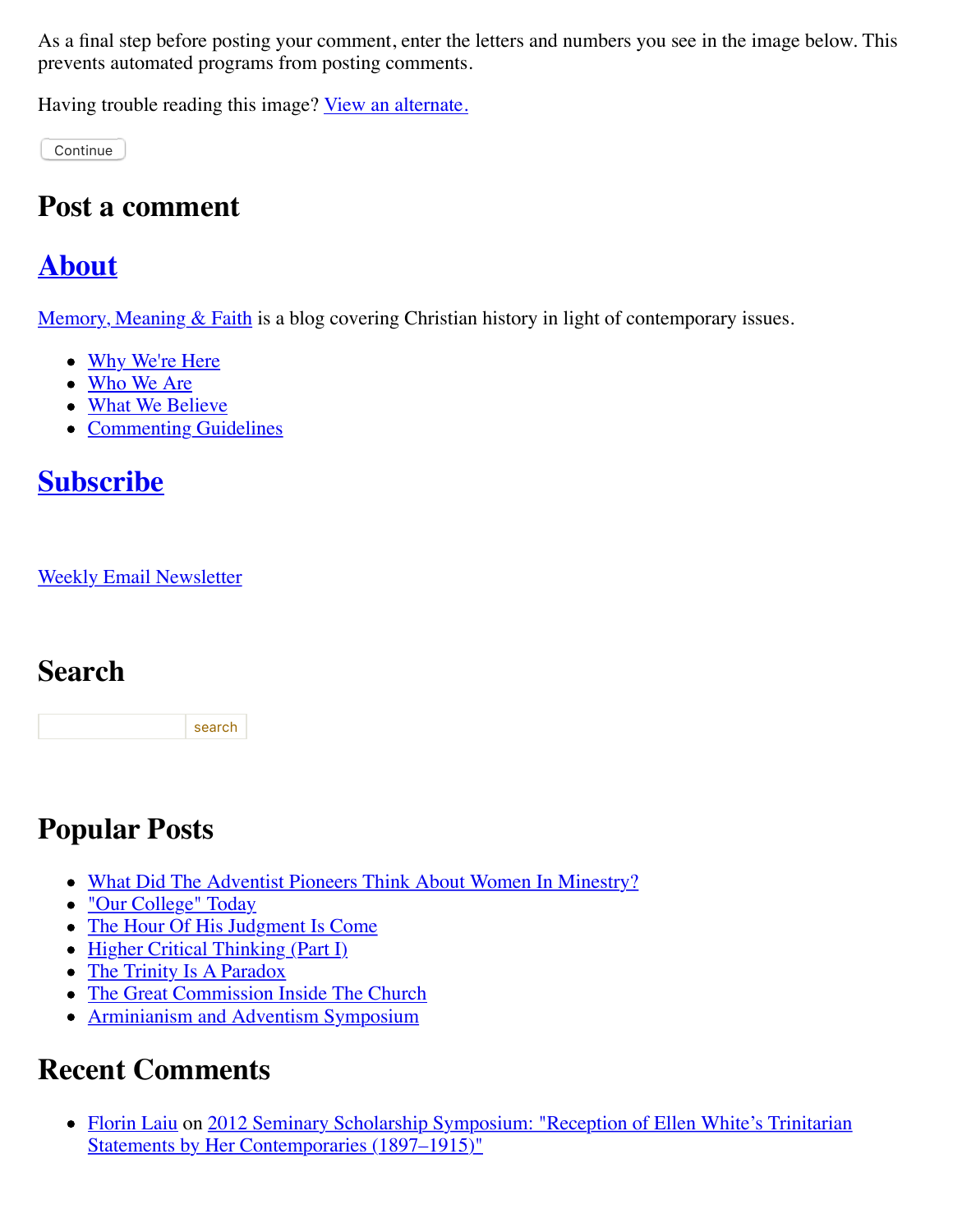As a final step before posting your comment, enter the letters and numbers you see in the image below. This prevents automated programs from posting comments.

Having trouble reading this image? View an alternate.

Continue

## Post a comment

## About

Memory, Meaning & Faith is a blog covering Christian history in light of contemporary issues.

- Why We're Here
- Who We Are
- What We Believe
- Commenting Guidelines

## Subscribe

Weekly Email Newsletter

## Search

search

## Popular Posts

- What Did The Adventist Pioneers Think About Women In Minestry?
- "Our College" Today
- The Hour Of His Judgment Is Come
- Higher Critical Thinking (Part I)
- The Trinity Is A Paradox
- The Great Commission Inside The Church
- Arminianism and Adventism Symposium

## Recent Comments

- Florin Laiu on 2012 Seminary Scholarship Symposium: "Reception of Ellen White's Trinitarian Statements by Her Contemporaries (1897–1915)"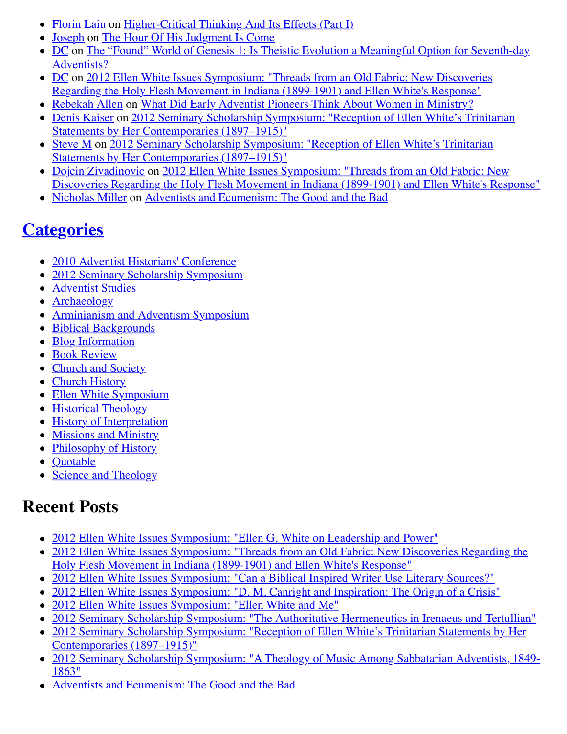- Florin Laiu on Higher-Critical Thinking And Its Effects (Part I)
- Joseph on The Hour Of His Judgment Is Come
- DC on The “Found” World of Genesis 1: Is Theistic Evolution a Meaningful Option for Seventh-day Adventists?
- DC on 2012 Ellen White Issues Symposium: "Threads from an Old Fabric: New Discoveries Regarding the Holy Flesh Movement in Indiana (1899-1901) and Ellen White's Response"
- Rebekah Allen on What Did Early Adventist Pioneers Think About Women in Ministry?
- Denis Kaiser on 2012 Seminary Scholarship Symposium: "Reception of Ellen White’s Trinitarian Statements by Her Contemporaries (1897–1915)"
- Steve M on 2012 Seminary Scholarship Symposium: "Reception of Ellen White’s Trinitarian Statements by Her Contemporaries (1897–1915)"
- Dojcin Zivadinovic on 2012 Ellen White Issues Symposium: "Threads from an Old Fabric: New Discoveries Regarding the Holy Flesh Movement in Indiana (1899-1901) and Ellen White's Response"
- Nicholas Miller on Adventists and Ecumenism: The Good and the Bad

## Categories

- 2010 Adventist Historians' Conference
- 2012 Seminary Scholarship Symposium
- Adventist Studies
- Archaeology
- Arminianism and Adventism Symposium
- Biblical Backgrounds
- Blog Information
- Book Review
- Church and Society
- Church History
- Ellen White Symposium
- Historical Theology
- History of Interpretation
- Missions and Ministry
- Philosophy of History
- Quotable
- Science and Theology

## Recent Posts

- 2012 Ellen White Issues Symposium: "Ellen G. White on Leadership and Power"
- 2012 Ellen White Issues Symposium: "Threads from an Old Fabric: New Discoveries Regarding the Holy Flesh Movement in Indiana (1899-1901) and Ellen White's Response"
- 2012 Ellen White Issues Symposium: "Can a Biblical Inspired Writer Use Literary Sources?"
- 2012 Ellen White Issues Symposium: "D. M. Canright and Inspiration: The Origin of a Crisis"
- 2012 Ellen White Issues Symposium: "Ellen White and Me"
- 2012 Seminary Scholarship Symposium: "The Authoritative Hermeneutics in Irenaeus and Tertullian"
- 2012 Seminary Scholarship Symposium: "Reception of Ellen White’s Trinitarian Statements by Her Contemporaries (1897–1915)"
- 2012 Seminary Scholarship Symposium: "A Theology of Music Among Sabbatarian Adventists, 1849-1863"
- Adventists and Ecumenism: The Good and the Bad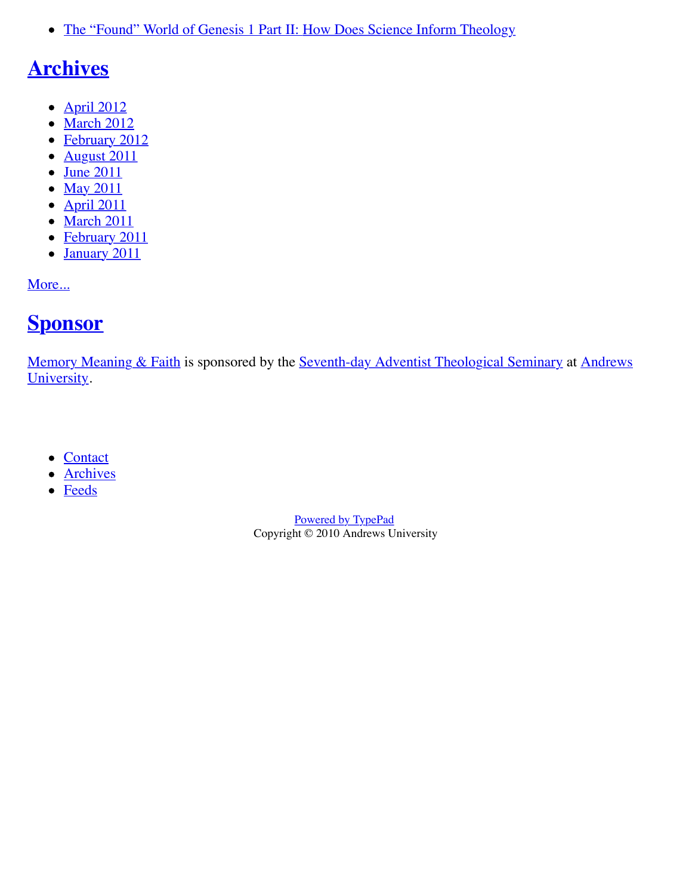- The “Found” World of Genesis 1 Part II: How Does Science Inform Theology

## Archives

- April 2012
- March 2012
- February 2012
- August 2011
- June 2011
- May 2011
- April 2011
- March 2011
- February 2011
- January 2011

More...

## Sponsor

Memory Meaning & Faith is sponsored by the Seventh-day Adventist Theological Seminary at Andrews University.

- Contact
- Archives
- Feeds

Powered by TypePad
Copyright © 2010 Andrews University